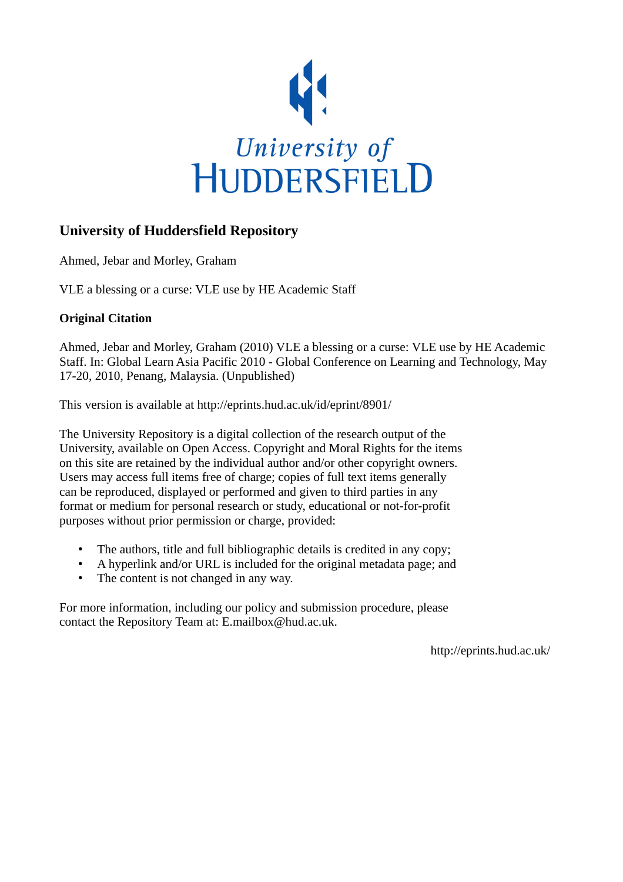University of HUDDERSFIELD

## University of Huddersfield Repository

Ahmed, Jebar and Morley, Graham

VLE a blessing or a curse: VLE use by HE Academic Staff

### Original Citation

Ahmed, Jebar and Morley, Graham (2010) VLE a blessing or a curse: VLE use by HE Academic Staff. In: Global Learn Asia Pacific 2010 - Global Conference on Learning and Technology, May 17-20, 2010, Penang, Malaysia. (Unpublished)

This version is available at http://eprints.hud.ac.uk/id/eprint/8901/

The University Repository is a digital collection of the research output of the University, available on Open Access. Copyright and Moral Rights for the items on this site are retained by the individual author and/or other copyright owners. Users may access full items free of charge; copies of full text items generally can be reproduced, displayed or performed and given to third parties in any format or medium for personal research or study, educational or not-for-profit purposes without prior permission or charge, provided:

- The authors, title and full bibliographic details is credited in any copy;
- A hyperlink and/or URL is included for the original metadata page; and
- The content is not changed in any way.

For more information, including our policy and submission procedure, please contact the Repository Team at: E.mailbox@hud.ac.uk.

http://eprints.hud.ac.uk/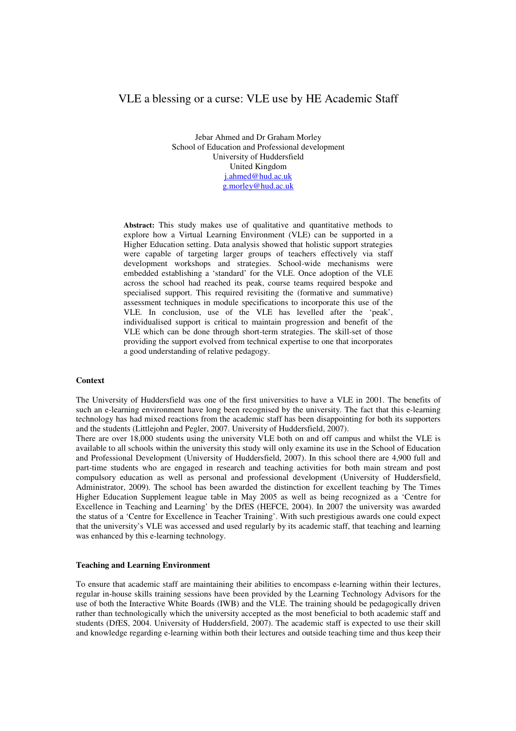# VLE a blessing or a curse: VLE use by HE Academic Staff

Jebar Ahmed and Dr Graham Morley  
School of Education and Professional development  
University of Huddersfield  
United Kingdom  
j.ahmed@hud.ac.uk  
g.morley@hud.ac.uk

**Abstract:** This study makes use of qualitative and quantitative methods to explore how a Virtual Learning Environment (VLE) can be supported in a Higher Education setting. Data analysis showed that holistic support strategies were capable of targeting larger groups of teachers effectively via staff development workshops and strategies. School-wide mechanisms were embedded establishing a 'standard' for the VLE. Once adoption of the VLE across the school had reached its peak, course teams required bespoke and specialised support. This required revisiting the (formative and summative) assessment techniques in module specifications to incorporate this use of the VLE. In conclusion, use of the VLE has levelled after the 'peak', individualised support is critical to maintain progression and benefit of the VLE which can be done through short-term strategies. The skill-set of those providing the support evolved from technical expertise to one that incorporates a good understanding of relative pedagogy.

**Context**

The University of Huddersfield was one of the first universities to have a VLE in 2001. The benefits of such an e-learning environment have long been recognised by the university. The fact that this e-learning technology has had mixed reactions from the academic staff has been disappointing for both its supporters and the students (Littlejohn and Pegler, 2007. University of Huddersfield, 2007).
There are over 18,000 students using the university VLE both on and off campus and whilst the VLE is available to all schools within the university this study will only examine its use in the School of Education and Professional Development (University of Huddersfield, 2007). In this school there are 4,900 full and part-time students who are engaged in research and teaching activities for both main stream and post compulsory education as well as personal and professional development (University of Huddersfield, Administrator, 2009). The school has been awarded the distinction for excellent teaching by The Times Higher Education Supplement league table in May 2005 as well as being recognized as a 'Centre for Excellence in Teaching and Learning' by the DfES (HEFCE, 2004). In 2007 the university was awarded the status of a 'Centre for Excellence in Teacher Training'. With such prestigious awards one could expect that the university's VLE was accessed and used regularly by its academic staff, that teaching and learning was enhanced by this e-learning technology.

**Teaching and Learning Environment**

To ensure that academic staff are maintaining their abilities to encompass e-learning within their lectures, regular in-house skills training sessions have been provided by the Learning Technology Advisors for the use of both the Interactive White Boards (IWB) and the VLE. The training should be pedagogically driven rather than technologically which the university accepted as the most beneficial to both academic staff and students (DfES, 2004. University of Huddersfield, 2007). The academic staff is expected to use their skill and knowledge regarding e-learning within both their lectures and outside teaching time and thus keep their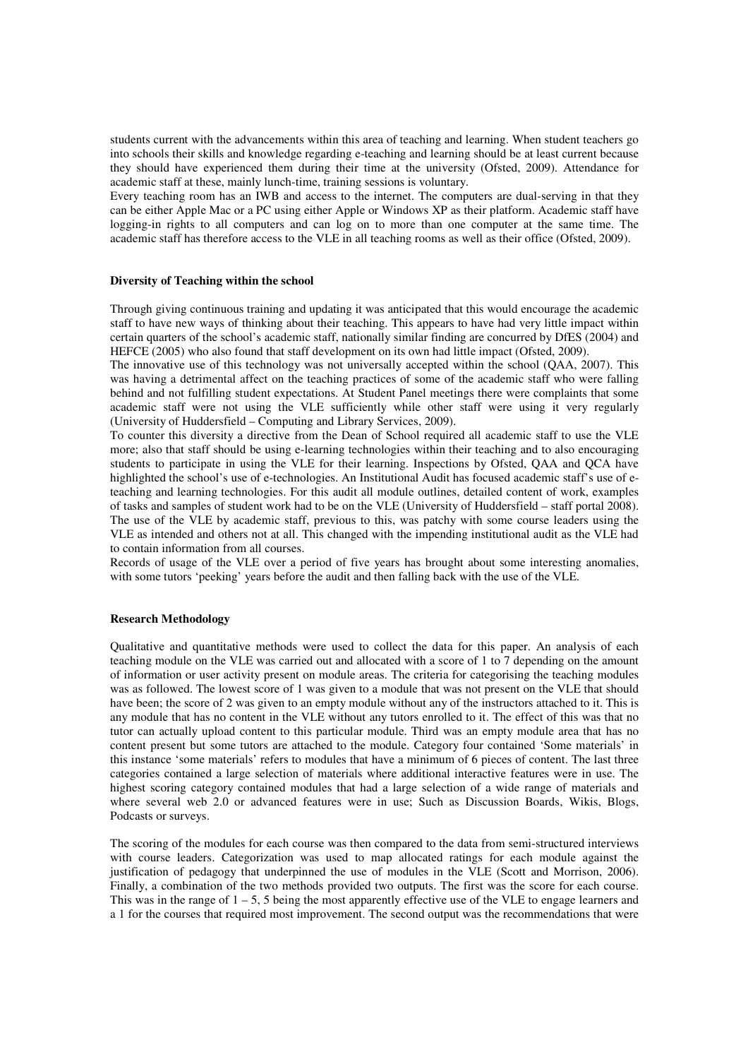students current with the advancements within this area of teaching and learning. When student teachers go into schools their skills and knowledge regarding e-teaching and learning should be at least current because they should have experienced them during their time at the university (Ofsted, 2009). Attendance for academic staff at these, mainly lunch-time, training sessions is voluntary.
Every teaching room has an IWB and access to the internet. The computers are dual-serving in that they can be either Apple Mac or a PC using either Apple or Windows XP as their platform. Academic staff have logging-in rights to all computers and can log on to more than one computer at the same time. The academic staff has therefore access to the VLE in all teaching rooms as well as their office (Ofsted, 2009).

**Diversity of Teaching within the school**

Through giving continuous training and updating it was anticipated that this would encourage the academic staff to have new ways of thinking about their teaching. This appears to have had very little impact within certain quarters of the school's academic staff, nationally similar finding are concurred by DfES (2004) and HEFCE (2005) who also found that staff development on its own had little impact (Ofsted, 2009).
The innovative use of this technology was not universally accepted within the school (QAA, 2007). This was having a detrimental affect on the teaching practices of some of the academic staff who were falling behind and not fulfilling student expectations. At Student Panel meetings there were complaints that some academic staff were not using the VLE sufficiently while other staff were using it very regularly (University of Huddersfield – Computing and Library Services, 2009).
To counter this diversity a directive from the Dean of School required all academic staff to use the VLE more; also that staff should be using e-learning technologies within their teaching and to also encouraging students to participate in using the VLE for their learning. Inspections by Ofsted, QAA and QCA have highlighted the school's use of e-technologies. An Institutional Audit has focused academic staff's use of e-teaching and learning technologies. For this audit all module outlines, detailed content of work, examples of tasks and samples of student work had to be on the VLE (University of Huddersfield – staff portal 2008).
The use of the VLE by academic staff, previous to this, was patchy with some course leaders using the VLE as intended and others not at all. This changed with the impending institutional audit as the VLE had to contain information from all courses.
Records of usage of the VLE over a period of five years has brought about some interesting anomalies, with some tutors 'peeking' years before the audit and then falling back with the use of the VLE.

**Research Methodology**

Qualitative and quantitative methods were used to collect the data for this paper. An analysis of each teaching module on the VLE was carried out and allocated with a score of 1 to 7 depending on the amount of information or user activity present on module areas. The criteria for categorising the teaching modules was as followed. The lowest score of 1 was given to a module that was not present on the VLE that should have been; the score of 2 was given to an empty module without any of the instructors attached to it. This is any module that has no content in the VLE without any tutors enrolled to it. The effect of this was that no tutor can actually upload content to this particular module. Third was an empty module area that has no content present but some tutors are attached to the module. Category four contained 'Some materials' in this instance 'some materials' refers to modules that have a minimum of 6 pieces of content. The last three categories contained a large selection of materials where additional interactive features were in use. The highest scoring category contained modules that had a large selection of a wide range of materials and where several web 2.0 or advanced features were in use; Such as Discussion Boards, Wikis, Blogs, Podcasts or surveys.

The scoring of the modules for each course was then compared to the data from semi-structured interviews with course leaders. Categorization was used to map allocated ratings for each module against the justification of pedagogy that underpinned the use of modules in the VLE (Scott and Morrison, 2006). Finally, a combination of the two methods provided two outputs. The first was the score for each course. This was in the range of 1 – 5, 5 being the most apparently effective use of the VLE to engage learners and a 1 for the courses that required most improvement. The second output was the recommendations that were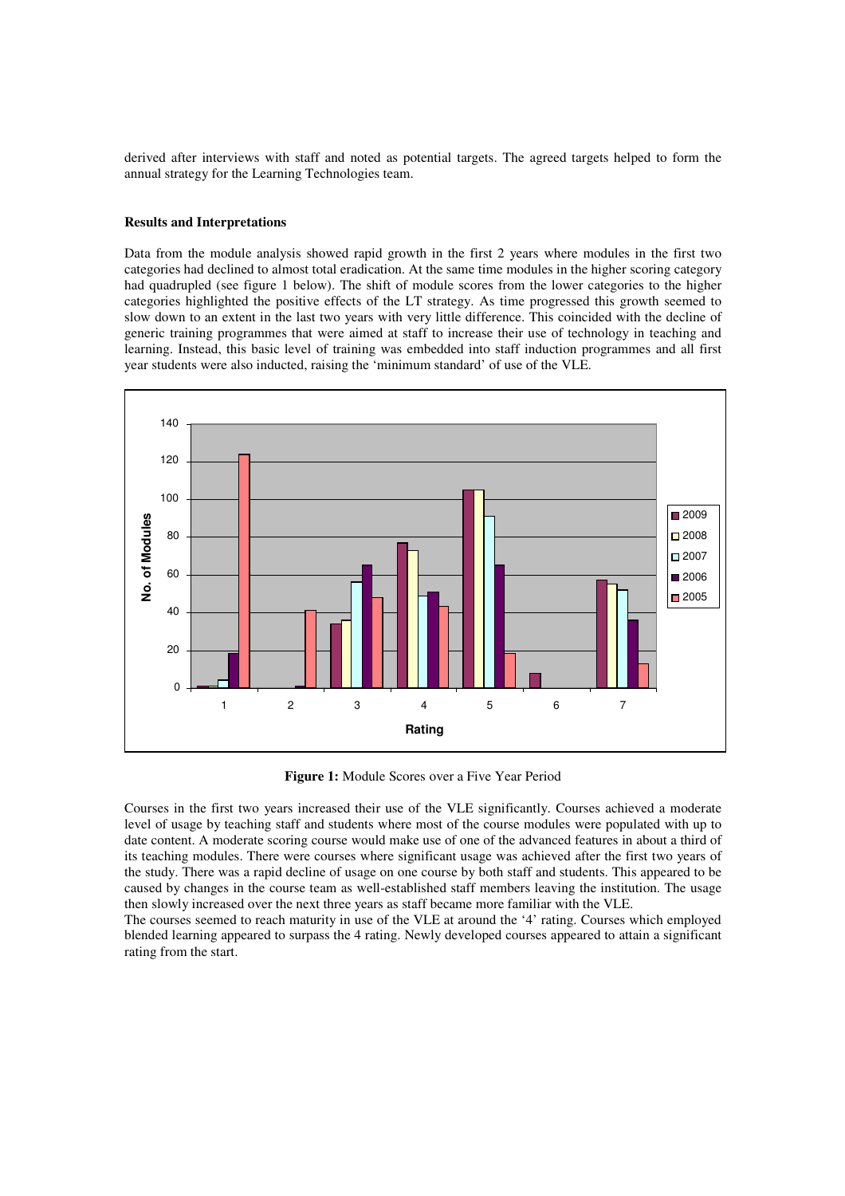derived after interviews with staff and noted as potential targets. The agreed targets helped to form the annual strategy for the Learning Technologies team.

**Results and Interpretations**

Data from the module analysis showed rapid growth in the first 2 years where modules in the first two categories had declined to almost total eradication. At the same time modules in the higher scoring category had quadrupled (see figure 1 below). The shift of module scores from the lower categories to the higher categories highlighted the positive effects of the LT strategy. As time progressed this growth seemed to slow down to an extent in the last two years with very little difference. This coincided with the decline of generic training programmes that were aimed at staff to increase their use of technology in teaching and learning. Instead, this basic level of training was embedded into staff induction programmes and all first year students were also inducted, raising the 'minimum standard' of use of the VLE.

**Figure 1:** Module Scores over a Five Year Period

Courses in the first two years increased their use of the VLE significantly. Courses achieved a moderate level of usage by teaching staff and students where most of the course modules were populated with up to date content. A moderate scoring course would make use of one of the advanced features in about a third of its teaching modules. There were courses where significant usage was achieved after the first two years of the study. There was a rapid decline of usage on one course by both staff and students. This appeared to be caused by changes in the course team as well-established staff members leaving the institution. The usage then slowly increased over the next three years as staff became more familiar with the VLE.

The courses seemed to reach maturity in use of the VLE at around the '4' rating. Courses which employed blended learning appeared to surpass the 4 rating. Newly developed courses appeared to attain a significant rating from the start.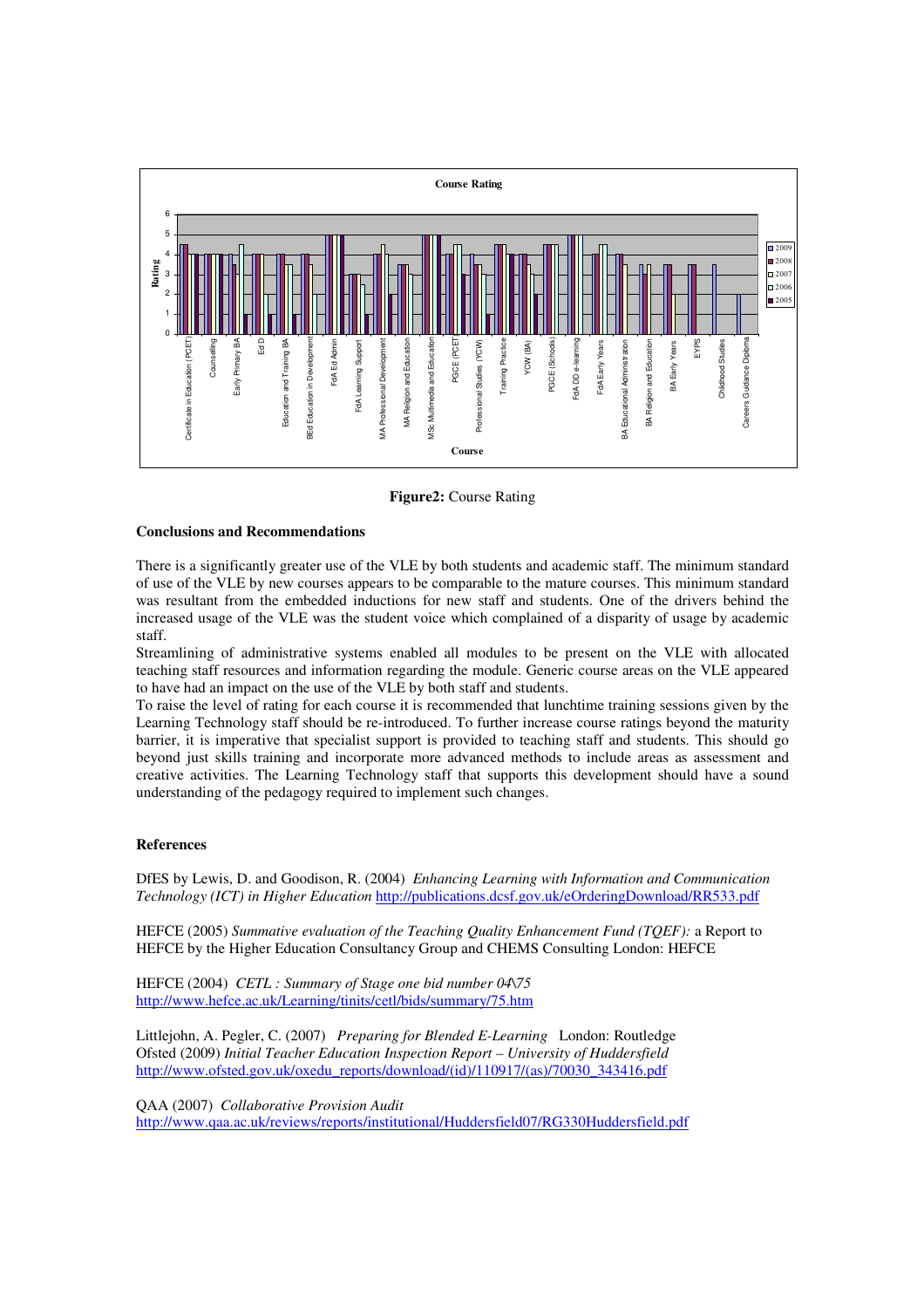**Figure2:** Course Rating

**Conclusions and Recommendations**

There is a significantly greater use of the VLE by both students and academic staff. The minimum standard of use of the VLE by new courses appears to be comparable to the mature courses. This minimum standard was resultant from the embedded inductions for new staff and students. One of the drivers behind the increased usage of the VLE was the student voice which complained of a disparity of usage by academic staff.

Streamlining of administrative systems enabled all modules to be present on the VLE with allocated teaching staff resources and information regarding the module. Generic course areas on the VLE appeared to have had an impact on the use of the VLE by both staff and students.

To raise the level of rating for each course it is recommended that lunchtime training sessions given by the Learning Technology staff should be re-introduced. To further increase course ratings beyond the maturity barrier, it is imperative that specialist support is provided to teaching staff and students. This should go beyond just skills training and incorporate more advanced methods to include areas as assessment and creative activities. The Learning Technology staff that supports this development should have a sound understanding of the pedagogy required to implement such changes.

**References**

DfES by Lewis, D. and Goodison, R. (2004) *Enhancing Learning with Information and Communication Technology (ICT) in Higher Education* http://publications.dcsf.gov.uk/eOrderingDownload/RR533.pdf

HEFCE (2005) *Summative evaluation of the Teaching Quality Enhancement Fund (TQEF):* a Report to HEFCE by the Higher Education Consultancy Group and CHEMS Consulting London: HEFCE

HEFCE (2004) *CETL : Summary of Stage one bid number 04\75* http://www.hefce.ac.uk/Learning/tinits/cetl/bids/summary/75.htm

Littlejohn, A. Pegler, C. (2007) *Preparing for Blended E-Learning* London: Routledge

Ofsted (2009) *Initial Teacher Education Inspection Report – University of Huddersfield* http://www.ofsted.gov.uk/oxedu_reports/download/(id)/110917/(as)/70030_343416.pdf

QAA (2007) *Collaborative Provision Audit* http://www.qaa.ac.uk/reviews/reports/institutional/Huddersfield07/RG330Huddersfield.pdf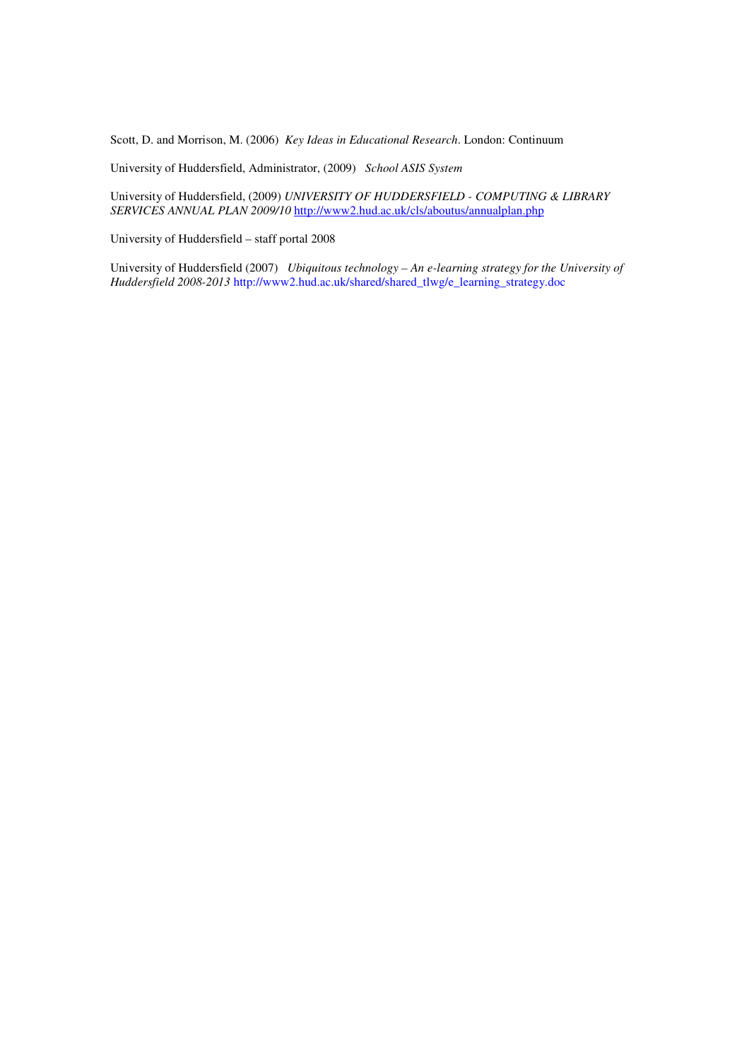Scott, D. and Morrison, M. (2006) *Key Ideas in Educational Research*. London: Continuum

University of Huddersfield, Administrator, (2009) *School ASIS System*

University of Huddersfield, (2009) *UNIVERSITY OF HUDDERSFIELD - COMPUTING & LIBRARY SERVICES ANNUAL PLAN 2009/10* http://www2.hud.ac.uk/cls/aboutus/annualplan.php

University of Huddersfield – staff portal 2008

University of Huddersfield (2007) *Ubiquitous technology – An e-learning strategy for the University of Huddersfield 2008-2013* http://www2.hud.ac.uk/shared/shared_tlwg/e_learning_strategy.doc